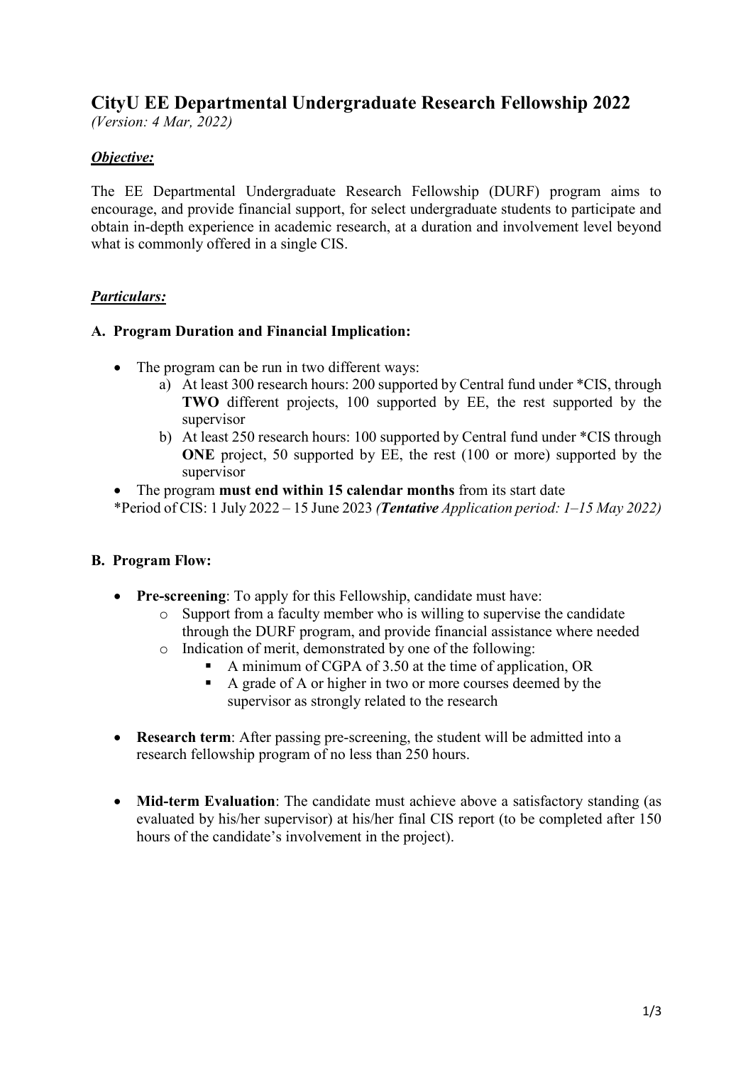# CityU EE Departmental Undergraduate Research Fellowship 2022

*(Version: 4 Mar, 2022)*

## ***Objective:***

The EE Departmental Undergraduate Research Fellowship (DURF) program aims to encourage, and provide financial support, for select undergraduate students to participate and obtain in-depth experience in academic research, at a duration and involvement level beyond what is commonly offered in a single CIS.

## ***Particulars:***

### A. Program Duration and Financial Implication:

- The program can be run in two different ways:
  a) At least 300 research hours: 200 supported by Central fund under *CIS, through **TWO** different projects, 100 supported by EE, the rest supported by the supervisor
  b) At least 250 research hours: 100 supported by Central fund under *CIS through **ONE** project, 50 supported by EE, the rest (100 or more) supported by the supervisor
- The program **must end within 15 calendar months** from its start date

*Period of CIS: 1 July 2022 – 15 June 2023 *(**Tentative** Application period: 1–15 May 2022)*

### B. Program Flow:

- **Pre-screening**: To apply for this Fellowship, candidate must have:
  - Support from a faculty member who is willing to supervise the candidate through the DURF program, and provide financial assistance where needed
  - Indication of merit, demonstrated by one of the following:
    - A minimum of CGPA of 3.50 at the time of application, OR
    - A grade of A or higher in two or more courses deemed by the supervisor as strongly related to the research

- **Research term**: After passing pre-screening, the student will be admitted into a research fellowship program of no less than 250 hours.

- **Mid-term Evaluation**: The candidate must achieve above a satisfactory standing (as evaluated by his/her supervisor) at his/her final CIS report (to be completed after 150 hours of the candidate's involvement in the project).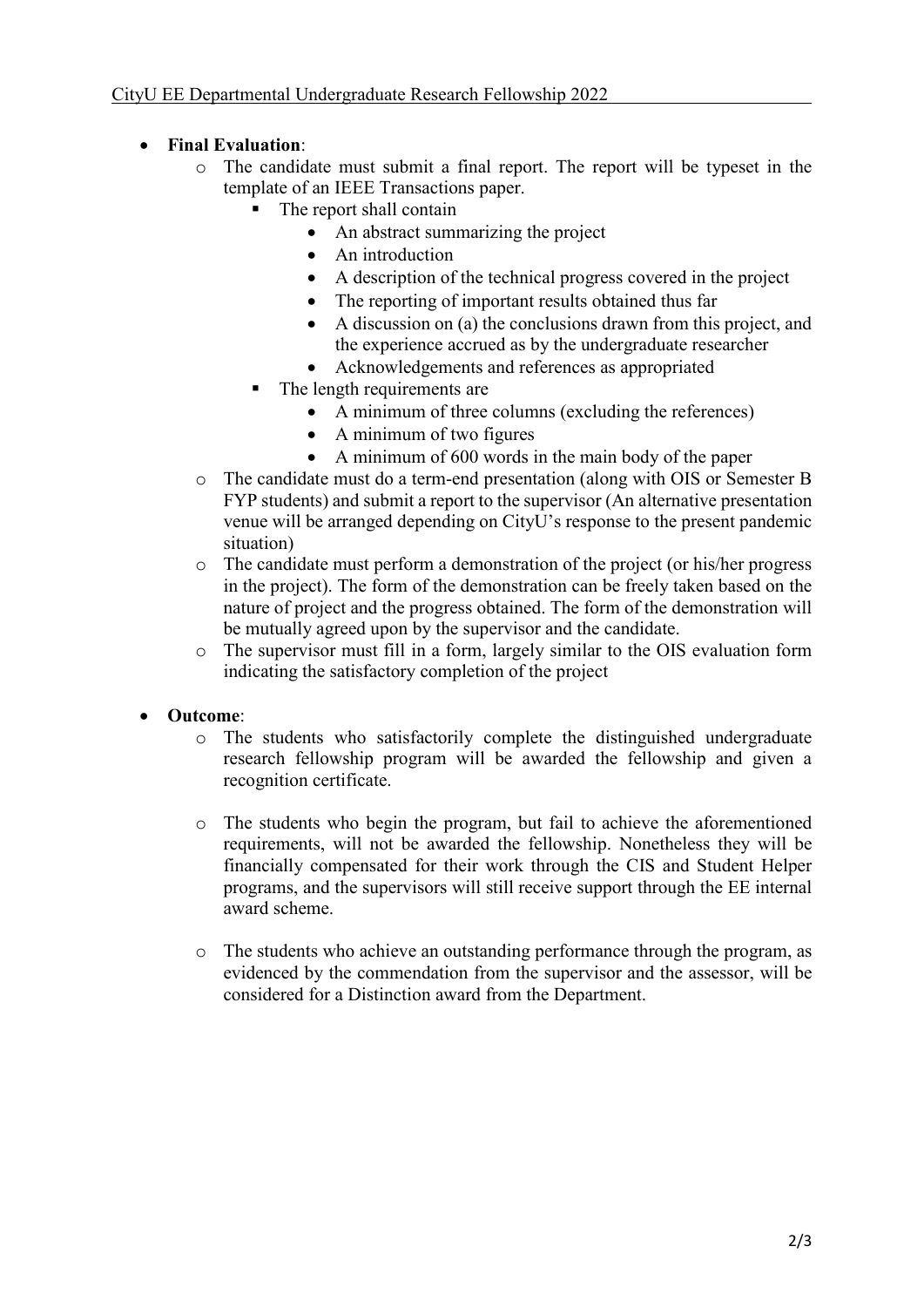- **Final Evaluation**:
  - The candidate must submit a final report. The report will be typeset in the template of an IEEE Transactions paper.
    - The report shall contain
      - An abstract summarizing the project
      - An introduction
      - A description of the technical progress covered in the project
      - The reporting of important results obtained thus far
      - A discussion on (a) the conclusions drawn from this project, and the experience accrued as by the undergraduate researcher
      - Acknowledgements and references as appropriated
    - The length requirements are
      - A minimum of three columns (excluding the references)
      - A minimum of two figures
      - A minimum of 600 words in the main body of the paper
  - The candidate must do a term-end presentation (along with OIS or Semester B FYP students) and submit a report to the supervisor (An alternative presentation venue will be arranged depending on CityU's response to the present pandemic situation)
  - The candidate must perform a demonstration of the project (or his/her progress in the project). The form of the demonstration can be freely taken based on the nature of project and the progress obtained. The form of the demonstration will be mutually agreed upon by the supervisor and the candidate.
  - The supervisor must fill in a form, largely similar to the OIS evaluation form indicating the satisfactory completion of the project

- **Outcome**:
  - The students who satisfactorily complete the distinguished undergraduate research fellowship program will be awarded the fellowship and given a recognition certificate.
  - The students who begin the program, but fail to achieve the aforementioned requirements, will not be awarded the fellowship. Nonetheless they will be financially compensated for their work through the CIS and Student Helper programs, and the supervisors will still receive support through the EE internal award scheme.
  - The students who achieve an outstanding performance through the program, as evidenced by the commendation from the supervisor and the assessor, will be considered for a Distinction award from the Department.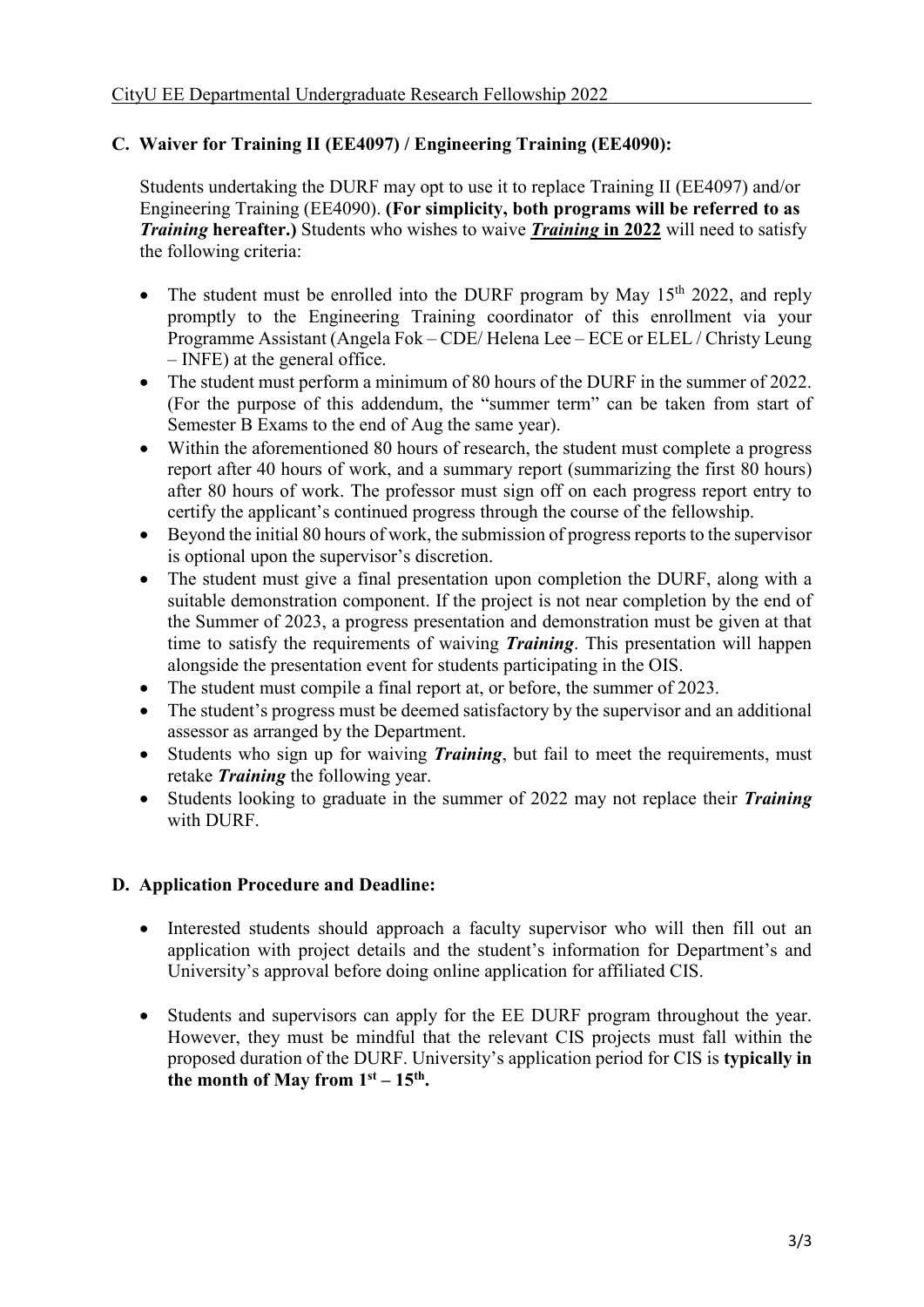## C. Waiver for Training II (EE4097) / Engineering Training (EE4090):

Students undertaking the DURF may opt to use it to replace Training II (EE4097) and/or Engineering Training (EE4090). **(For simplicity, both programs will be referred to as *Training* hereafter.)** Students who wishes to waive ***Training* in 2022** will need to satisfy the following criteria:

- The student must be enrolled into the DURF program by May 15th 2022, and reply promptly to the Engineering Training coordinator of this enrollment via your Programme Assistant (Angela Fok – CDE/ Helena Lee – ECE or ELEL / Christy Leung – INFE) at the general office.
- The student must perform a minimum of 80 hours of the DURF in the summer of 2022. (For the purpose of this addendum, the "summer term" can be taken from start of Semester B Exams to the end of Aug the same year).
- Within the aforementioned 80 hours of research, the student must complete a progress report after 40 hours of work, and a summary report (summarizing the first 80 hours) after 80 hours of work. The professor must sign off on each progress report entry to certify the applicant's continued progress through the course of the fellowship.
- Beyond the initial 80 hours of work, the submission of progress reports to the supervisor is optional upon the supervisor's discretion.
- The student must give a final presentation upon completion the DURF, along with a suitable demonstration component. If the project is not near completion by the end of the Summer of 2023, a progress presentation and demonstration must be given at that time to satisfy the requirements of waiving ***Training***. This presentation will happen alongside the presentation event for students participating in the OIS.
- The student must compile a final report at, or before, the summer of 2023.
- The student's progress must be deemed satisfactory by the supervisor and an additional assessor as arranged by the Department.
- Students who sign up for waiving ***Training***, but fail to meet the requirements, must retake ***Training*** the following year.
- Students looking to graduate in the summer of 2022 may not replace their ***Training*** with DURF.

## D. Application Procedure and Deadline:

- Interested students should approach a faculty supervisor who will then fill out an application with project details and the student's information for Department's and University's approval before doing online application for affiliated CIS.

- Students and supervisors can apply for the EE DURF program throughout the year. However, they must be mindful that the relevant CIS projects must fall within the proposed duration of the DURF. University's application period for CIS is **typically in the month of May from 1st – 15th.**